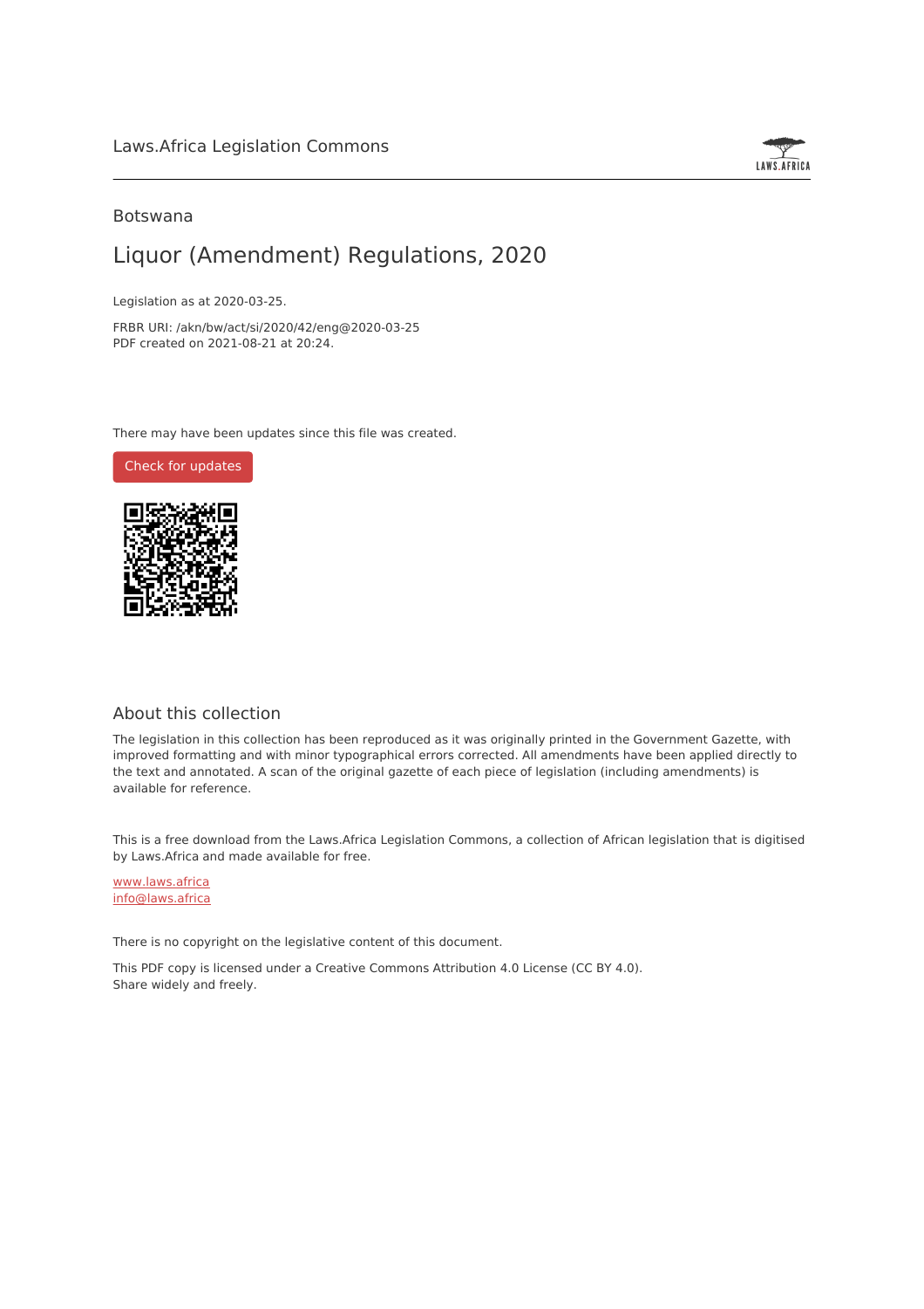Laws.Africa Legislation Commons

Botswana

# Liquor (Amendment) Regulations, 2020

Legislation as at 2020-03-25.

FRBR URI: /akn/bw/act/si/2020/42/eng@2020-03-25
PDF created on 2021-08-21 at 20:24.

There may have been updates since this file was created.

Check for updates

## About this collection

The legislation in this collection has been reproduced as it was originally printed in the Government Gazette, with improved formatting and with minor typographical errors corrected. All amendments have been applied directly to the text and annotated. A scan of the original gazette of each piece of legislation (including amendments) is available for reference.

This is a free download from the Laws.Africa Legislation Commons, a collection of African legislation that is digitised by Laws.Africa and made available for free.

www.laws.africa
info@laws.africa

There is no copyright on the legislative content of this document.

This PDF copy is licensed under a Creative Commons Attribution 4.0 License (CC BY 4.0).
Share widely and freely.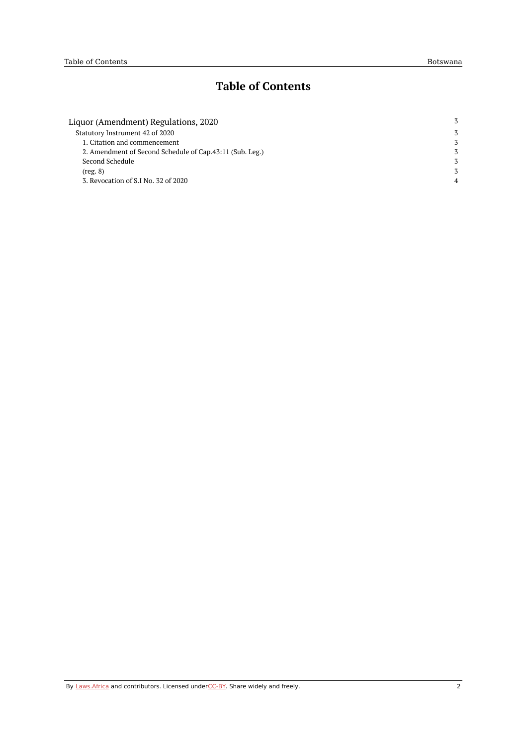# Table of Contents

| | |
|---|---|
| Liquor (Amendment) Regulations, 2020 | 3 |
| Statutory Instrument 42 of 2020 | 3 |
| 1. Citation and commencement | 3 |
| 2. Amendment of Second Schedule of Cap.43:11 (Sub. Leg.) | 3 |
| Second Schedule | 3 |
| (reg. 8) | 3 |
| 3. Revocation of S.I No. 32 of 2020 | 4 |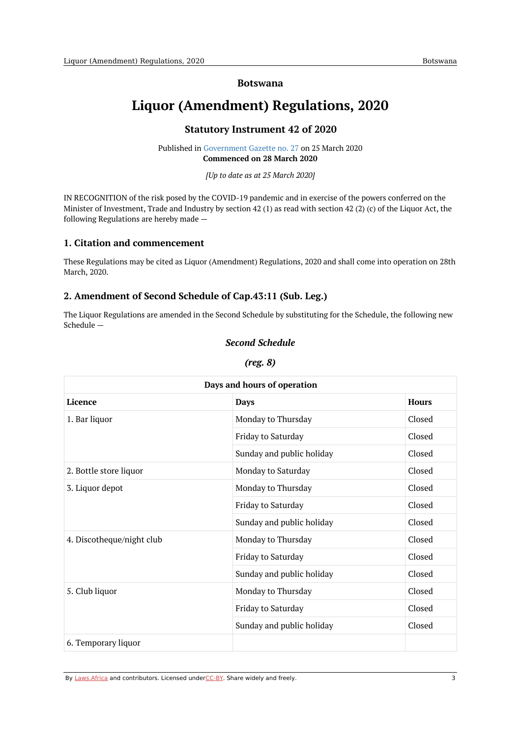# Botswana

# Liquor (Amendment) Regulations, 2020

## Statutory Instrument 42 of 2020

Published in Government Gazette no. 27 on 25 March 2020
**Commenced on 28 March 2020**

*[Up to date as at 25 March 2020]*

IN RECOGNITION of the risk posed by the COVID-19 pandemic and in exercise of the powers conferred on the Minister of Investment, Trade and Industry by section 42 (1) as read with section 42 (2) (c) of the Liquor Act, the following Regulations are hereby made —

### 1. Citation and commencement

These Regulations may be cited as Liquor (Amendment) Regulations, 2020 and shall come into operation on 28th March, 2020.

### 2. Amendment of Second Schedule of Cap.43:11 (Sub. Leg.)

The Liquor Regulations are amended in the Second Schedule by substituting for the Schedule, the following new Schedule —

***Second Schedule***

***(reg. 8)***

| **Days and hours of operation** | | |
|---|---|---|
| **Licence** | **Days** | **Hours** |
| 1. Bar liquor | Monday to Thursday | Closed |
| | Friday to Saturday | Closed |
| | Sunday and public holiday | Closed |
| 2. Bottle store liquor | Monday to Saturday | Closed |
| 3. Liquor depot | Monday to Thursday | Closed |
| | Friday to Saturday | Closed |
| | Sunday and public holiday | Closed |
| 4. Discotheque/night club | Monday to Thursday | Closed |
| | Friday to Saturday | Closed |
| | Sunday and public holiday | Closed |
| 5. Club liquor | Monday to Thursday | Closed |
| | Friday to Saturday | Closed |
| | Sunday and public holiday | Closed |
| 6. Temporary liquor | | |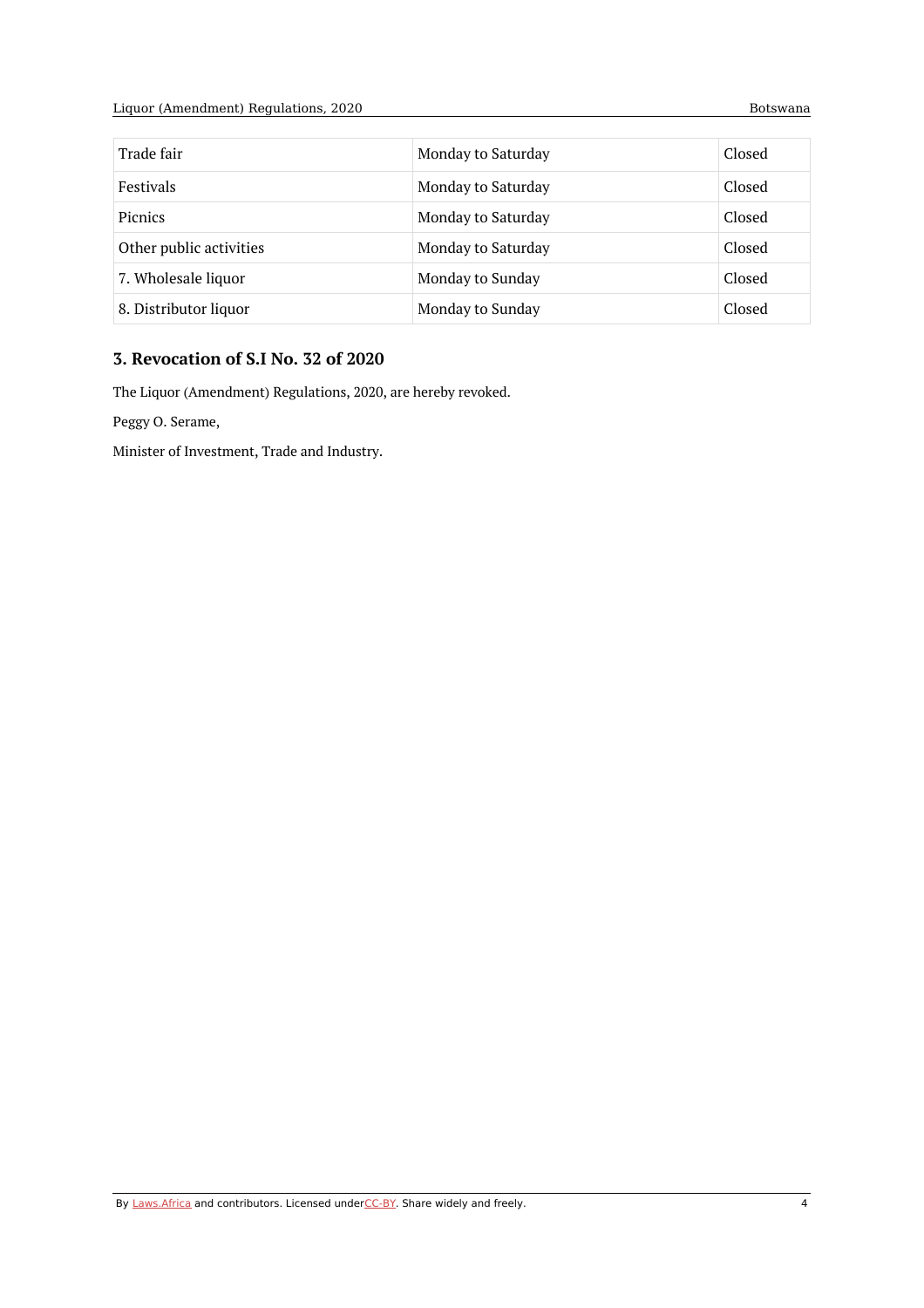| | | |
|---|---|---|
| Trade fair | Monday to Saturday | Closed |
| Festivals | Monday to Saturday | Closed |
| Picnics | Monday to Saturday | Closed |
| Other public activities | Monday to Saturday | Closed |
| 7. Wholesale liquor | Monday to Sunday | Closed |
| 8. Distributor liquor | Monday to Sunday | Closed |

### 3. Revocation of S.I No. 32 of 2020

The Liquor (Amendment) Regulations, 2020, are hereby revoked.

Peggy O. Serame,

Minister of Investment, Trade and Industry.